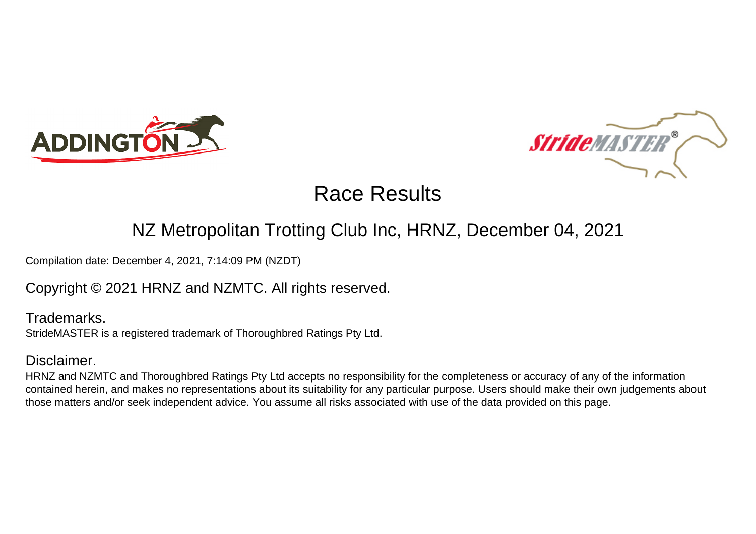# Race Results

## NZ Metropolitan Trotting Club Inc, HRNZ, December 04, 2021

Compilation date: December 4, 2021, 7:14:09 PM (NZDT)

Copyright © 2021 HRNZ and NZMTC. All rights reserved.

### Trademarks.

StrideMASTER is a registered trademark of Thoroughbred Ratings Pty Ltd.

### Disclaimer.

HRNZ and NZMTC and Thoroughbred Ratings Pty Ltd accepts no responsibility for the completeness or accuracy of any of the information contained herein, and makes no representations about its suitability for any particular purpose. Users should make their own judgements about those matters and/or seek independent advice. You assume all risks associated with use of the data provided on this page.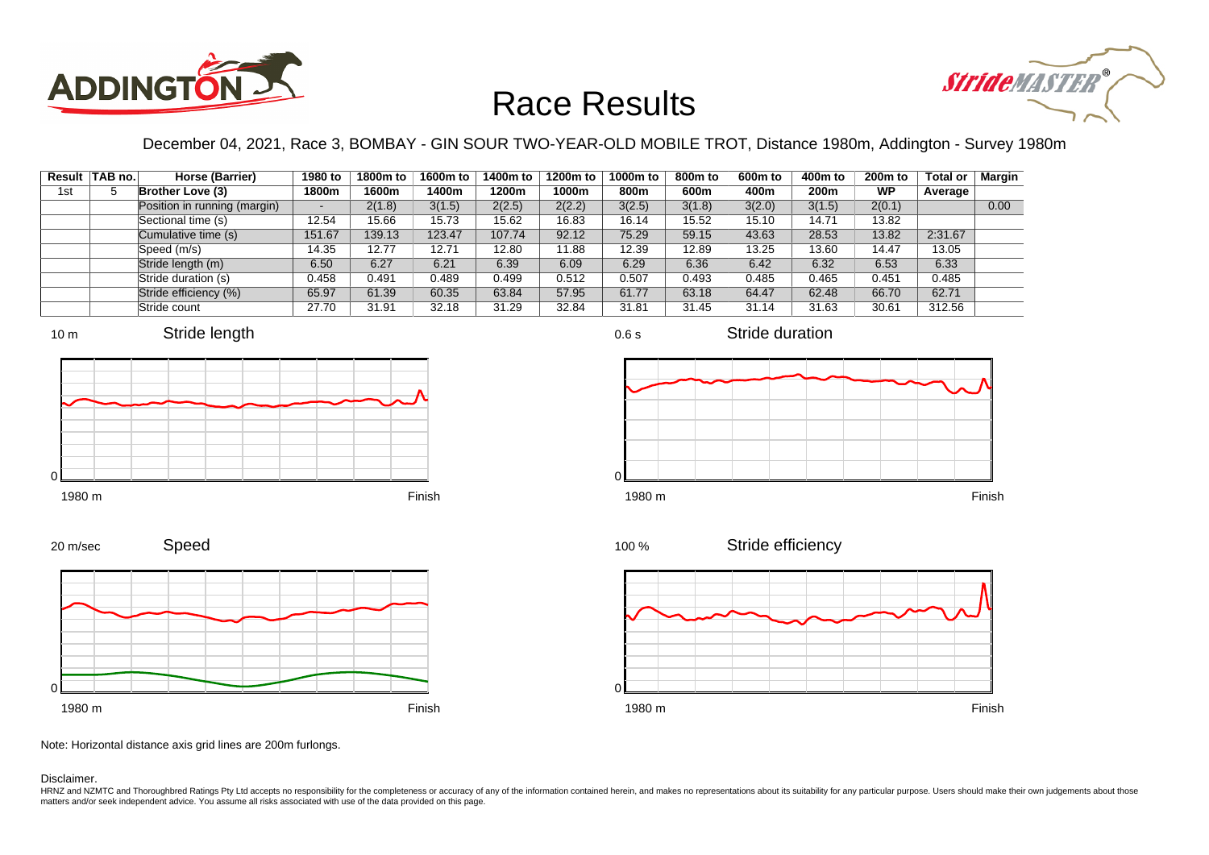# Race Results

December 04, 2021, Race 3, BOMBAY - GIN SOUR TWO-YEAR-OLD MOBILE TROT, Distance 1980m, Addington - Survey 1980m

| Result | TAB no. | Horse (Barrier) | 1980 to 1800m | 1800m to 1600m | 1600m to 1400m | 1400m to 1200m | 1200m to 1000m | 1000m to 800m | 800m to 600m | 600m to 400m | 400m to 200m | 200m to WP | Total or Average | Margin |
|---|---|---|---|---|---|---|---|---|---|---|---|---|---|---|
| 1st | 5 | **Brother Love (3)** | | | | | | | | | | | | |
| | | Position in running (margin) | - | 2(1.8) | 3(1.5) | 2(2.5) | 2(2.2) | 3(2.5) | 3(1.8) | 3(2.0) | 3(1.5) | 2(0.1) | | 0.00 |
| | | Sectional time (s) | 12.54 | 15.66 | 15.73 | 15.62 | 16.83 | 16.14 | 15.52 | 15.10 | 14.71 | 13.82 | | |
| | | Cumulative time (s) | 151.67 | 139.13 | 123.47 | 107.74 | 92.12 | 75.29 | 59.15 | 43.63 | 28.53 | 13.82 | 2:31.67 | |
| | | Speed (m/s) | 14.35 | 12.77 | 12.71 | 12.80 | 11.88 | 12.39 | 12.89 | 13.25 | 13.60 | 14.47 | 13.05 | |
| | | Stride length (m) | 6.50 | 6.27 | 6.21 | 6.39 | 6.09 | 6.29 | 6.36 | 6.42 | 6.32 | 6.53 | 6.33 | |
| | | Stride duration (s) | 0.458 | 0.491 | 0.489 | 0.499 | 0.512 | 0.507 | 0.493 | 0.485 | 0.465 | 0.451 | 0.485 | |
| | | Stride efficiency (%) | 65.97 | 61.39 | 60.35 | 63.84 | 57.95 | 61.77 | 63.18 | 64.47 | 62.48 | 66.70 | 62.71 | |
| | | Stride count | 27.70 | 31.91 | 32.18 | 31.29 | 32.84 | 31.81 | 31.45 | 31.14 | 31.63 | 30.61 | 312.56 | |

Note: Horizontal distance axis grid lines are 200m furlongs.

Disclaimer.

HRNZ and NZMTC and Thoroughbred Ratings Pty Ltd accepts no responsibility for the completeness or accuracy of any of the information contained herein, and makes no representations about its suitability for any particular purpose. Users should make their own judgements about those matters and/or seek independent advice. You assume all risks associated with use of the data provided on this page.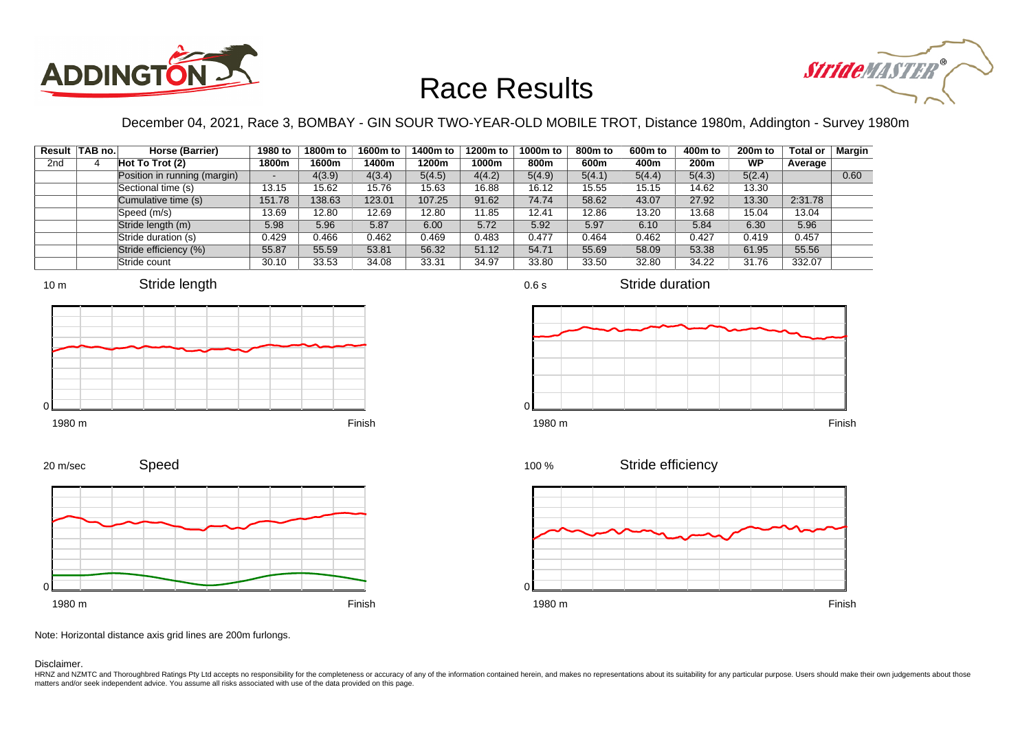# Race Results

December 04, 2021, Race 3, BOMBAY - GIN SOUR TWO-YEAR-OLD MOBILE TROT, Distance 1980m, Addington - Survey 1980m

| Result | TAB no. | Horse (Barrier) | 1980 to 1800m | 1800m to 1600m | 1600m to 1400m | 1400m to 1200m | 1200m to 1000m | 1000m to 800m | 800m to 600m | 600m to 400m | 400m to 200m | 200m to WP | Total or Average | Margin |
|---|---|---|---|---|---|---|---|---|---|---|---|---|---|---|
| 2nd | 4 | Hot To Trot (2) | | | | | | | | | | | | |
| | | Position in running (margin) | - | 4(3.9) | 4(3.4) | 5(4.5) | 4(4.2) | 5(4.9) | 5(4.1) | 5(4.4) | 5(4.3) | 5(2.4) | | 0.60 |
| | | Sectional time (s) | 13.15 | 15.62 | 15.76 | 15.63 | 16.88 | 16.12 | 15.55 | 15.15 | 14.62 | 13.30 | | |
| | | Cumulative time (s) | 151.78 | 138.63 | 123.01 | 107.25 | 91.62 | 74.74 | 58.62 | 43.07 | 27.92 | 13.30 | 2:31.78 | |
| | | Speed (m/s) | 13.69 | 12.80 | 12.69 | 12.80 | 11.85 | 12.41 | 12.86 | 13.20 | 13.68 | 15.04 | 13.04 | |
| | | Stride length (m) | 5.98 | 5.96 | 5.87 | 6.00 | 5.72 | 5.92 | 5.97 | 6.10 | 5.84 | 6.30 | 5.96 | |
| | | Stride duration (s) | 0.429 | 0.466 | 0.462 | 0.469 | 0.483 | 0.477 | 0.464 | 0.462 | 0.427 | 0.419 | 0.457 | |
| | | Stride efficiency (%) | 55.87 | 55.59 | 53.81 | 56.32 | 51.12 | 54.71 | 55.69 | 58.09 | 53.38 | 61.95 | 55.56 | |
| | | Stride count | 30.10 | 33.53 | 34.08 | 33.31 | 34.97 | 33.80 | 33.50 | 32.80 | 34.22 | 31.76 | 332.07 | |

Note: Horizontal distance axis grid lines are 200m furlongs.

Disclaimer.

HRNZ and NZMTC and Thoroughbred Ratings Pty Ltd accepts no responsibility for the completeness or accuracy of any of the information contained herein, and makes no representations about its suitability for any particular purpose. Users should make their own judgements about those matters and/or seek independent advice. You assume all risks associated with use of the data provided on this page.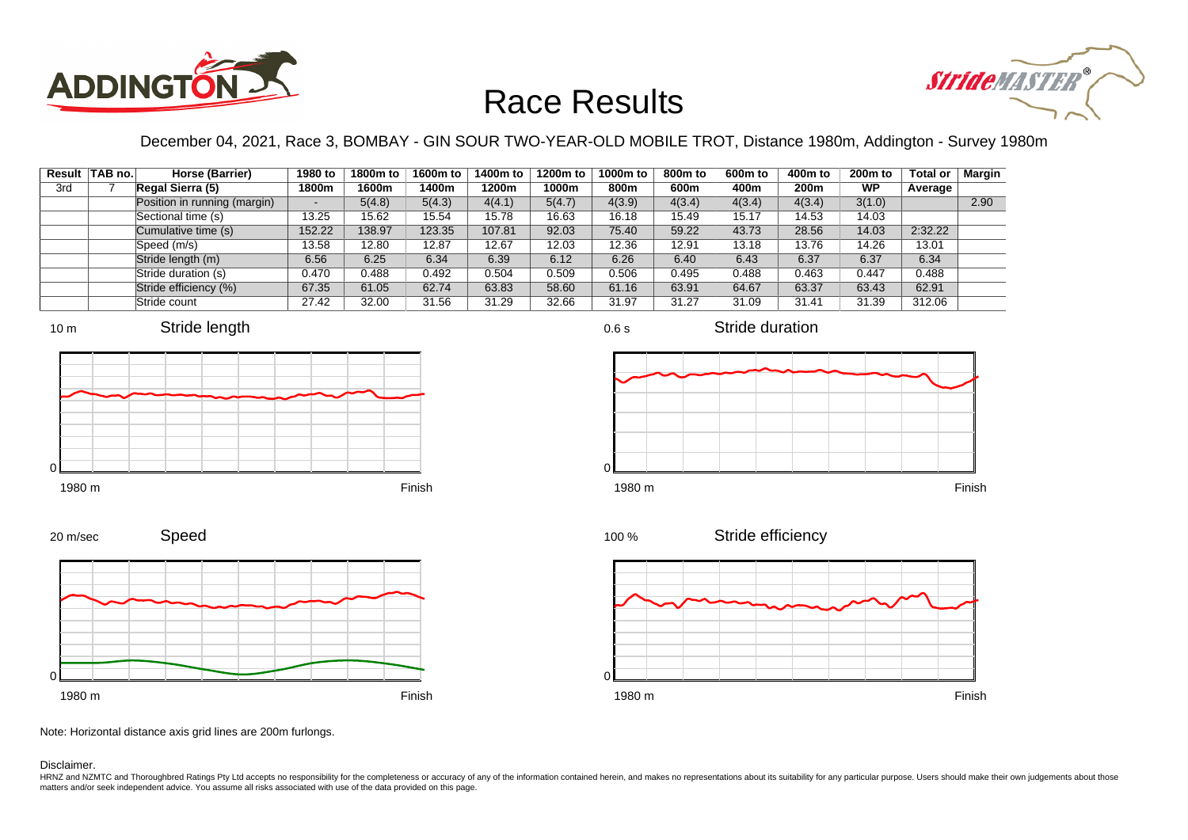# Race Results

December 04, 2021, Race 3, BOMBAY - GIN SOUR TWO-YEAR-OLD MOBILE TROT, Distance 1980m, Addington - Survey 1980m

| Result | TAB no. | Horse (Barrier) | 1980 to 1800m | 1800m to 1600m | 1600m to 1400m | 1400m to 1200m | 1200m to 1000m | 1000m to 800m | 800m to 600m | 600m to 400m | 400m to 200m | 200m to WP | Total or Average | Margin |
|---|---|---|---|---|---|---|---|---|---|---|---|---|---|---|
| 3rd | 7 | **Regal Sierra (5)** | | | | | | | | | | | | |
| | | Position in running (margin) | - | 5(4.8) | 5(4.3) | 4(4.1) | 5(4.7) | 4(3.9) | 4(3.4) | 4(3.4) | 4(3.4) | 3(1.0) | | 2.90 |
| | | Sectional time (s) | 13.25 | 15.62 | 15.54 | 15.78 | 16.63 | 16.18 | 15.49 | 15.17 | 14.53 | 14.03 | | |
| | | Cumulative time (s) | 152.22 | 138.97 | 123.35 | 107.81 | 92.03 | 75.40 | 59.22 | 43.73 | 28.56 | 14.03 | 2:32.22 | |
| | | Speed (m/s) | 13.58 | 12.80 | 12.87 | 12.67 | 12.03 | 12.36 | 12.91 | 13.18 | 13.76 | 14.26 | 13.01 | |
| | | Stride length (m) | 6.56 | 6.25 | 6.34 | 6.39 | 6.12 | 6.26 | 6.40 | 6.43 | 6.37 | 6.37 | 6.34 | |
| | | Stride duration (s) | 0.470 | 0.488 | 0.492 | 0.504 | 0.509 | 0.506 | 0.495 | 0.488 | 0.463 | 0.447 | 0.488 | |
| | | Stride efficiency (%) | 67.35 | 61.05 | 62.74 | 63.83 | 58.60 | 61.16 | 63.91 | 64.67 | 63.37 | 63.43 | 62.91 | |
| | | Stride count | 27.42 | 32.00 | 31.56 | 31.29 | 32.66 | 31.97 | 31.27 | 31.09 | 31.41 | 31.39 | 312.06 | |

Note: Horizontal distance axis grid lines are 200m furlongs.

Disclaimer.

HRNZ and NZMTC and Thoroughbred Ratings Pty Ltd accepts no responsibility for the completeness or accuracy of any of the information contained herein, and makes no representations about its suitability for any particular purpose. Users should make their own judgements about those matters and/or seek independent advice. You assume all risks associated with use of the data provided on this page.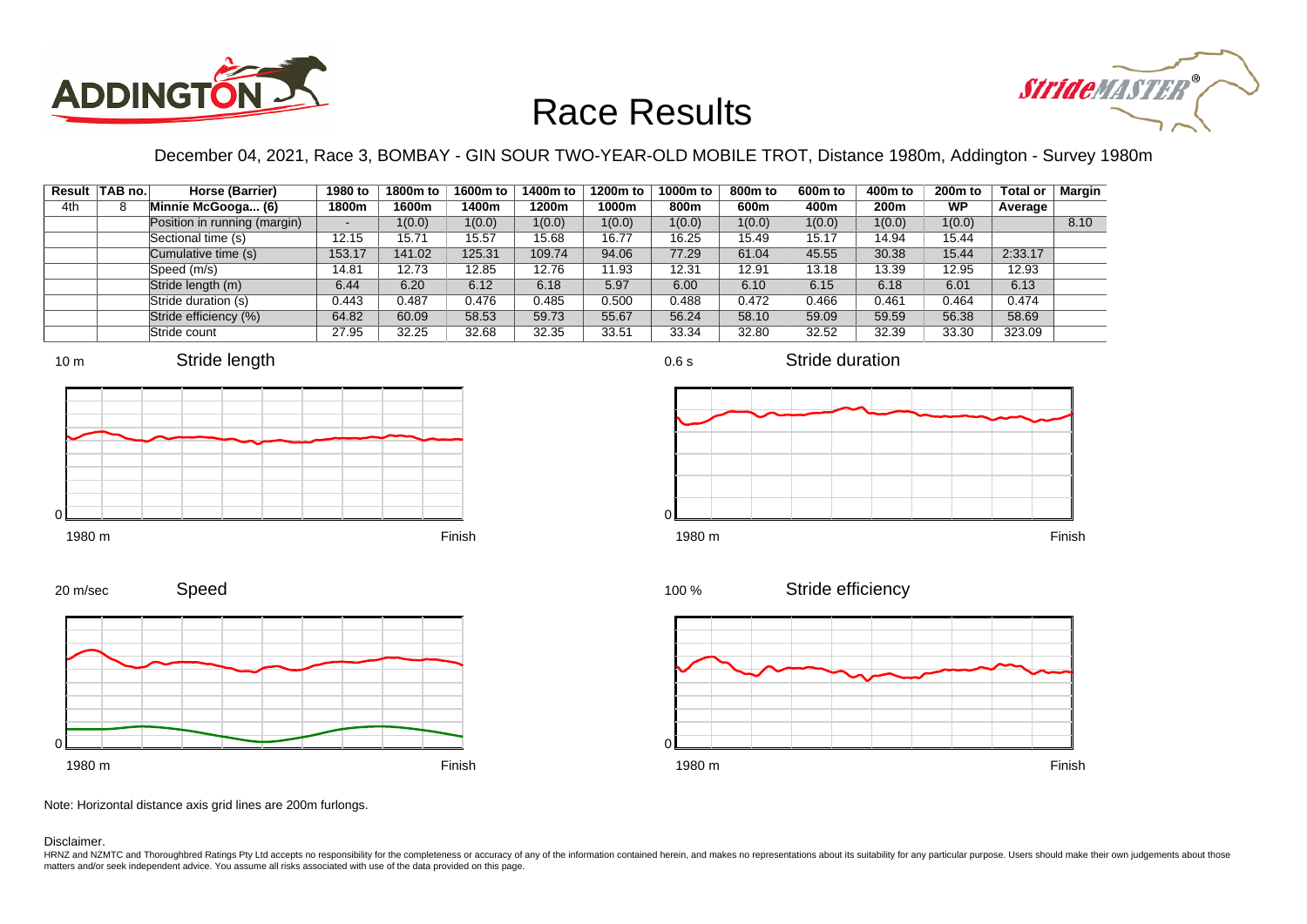# Race Results

December 04, 2021, Race 3, BOMBAY - GIN SOUR TWO-YEAR-OLD MOBILE TROT, Distance 1980m, Addington - Survey 1980m

| Result | TAB no. | Horse (Barrier) | 1980 to 1800m | 1800m to 1600m | 1600m to 1400m | 1400m to 1200m | 1200m to 1000m | 1000m to 800m | 800m to 600m | 600m to 400m | 400m to 200m | 200m to WP | Total or Average | Margin |
|---|---|---|---|---|---|---|---|---|---|---|---|---|---|---|
| 4th | 8 | Minnie McGooga... (6) | | | | | | | | | | | | |
| | | Position in running (margin) | - | 1(0.0) | 1(0.0) | 1(0.0) | 1(0.0) | 1(0.0) | 1(0.0) | 1(0.0) | 1(0.0) | 1(0.0) | | 8.10 |
| | | Sectional time (s) | 12.15 | 15.71 | 15.57 | 15.68 | 16.77 | 16.25 | 15.49 | 15.17 | 14.94 | 15.44 | | |
| | | Cumulative time (s) | 153.17 | 141.02 | 125.31 | 109.74 | 94.06 | 77.29 | 61.04 | 45.55 | 30.38 | 15.44 | 2:33.17 | |
| | | Speed (m/s) | 14.81 | 12.73 | 12.85 | 12.76 | 11.93 | 12.31 | 12.91 | 13.18 | 13.39 | 12.95 | 12.93 | |
| | | Stride length (m) | 6.44 | 6.20 | 6.12 | 6.18 | 5.97 | 6.00 | 6.10 | 6.15 | 6.18 | 6.01 | 6.13 | |
| | | Stride duration (s) | 0.443 | 0.487 | 0.476 | 0.485 | 0.500 | 0.488 | 0.472 | 0.466 | 0.461 | 0.464 | 0.474 | |
| | | Stride efficiency (%) | 64.82 | 60.09 | 58.53 | 59.73 | 55.67 | 56.24 | 58.10 | 59.09 | 59.59 | 56.38 | 58.69 | |
| | | Stride count | 27.95 | 32.25 | 32.68 | 32.35 | 33.51 | 33.34 | 32.80 | 32.52 | 32.39 | 33.30 | 323.09 | |

Note: Horizontal distance axis grid lines are 200m furlongs.

Disclaimer.

HRNZ and NZMTC and Thoroughbred Ratings Pty Ltd accepts no responsibility for the completeness or accuracy of any of the information contained herein, and makes no representations about its suitability for any particular purpose. Users should make their own judgements about those matters and/or seek independent advice. You assume all risks associated with use of the data provided on this page.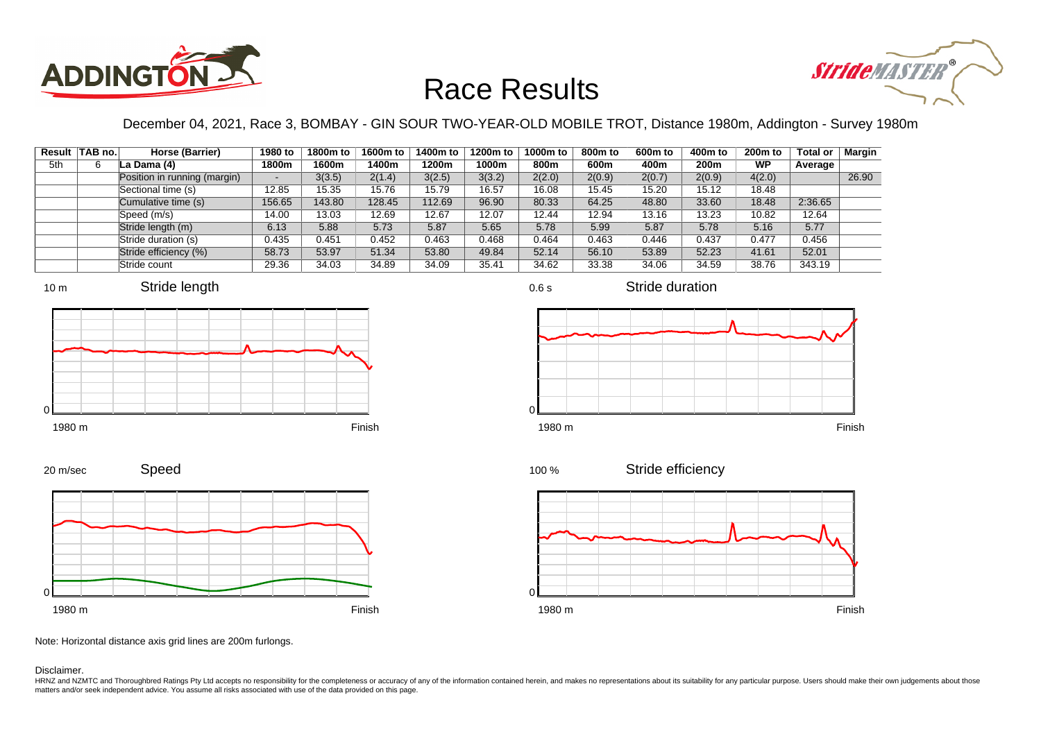# Race Results

December 04, 2021, Race 3, BOMBAY - GIN SOUR TWO-YEAR-OLD MOBILE TROT, Distance 1980m, Addington - Survey 1980m

| Result | TAB no. | Horse (Barrier) | 1980 to 1800m | 1800m to 1600m | 1600m to 1400m | 1400m to 1200m | 1200m to 1000m | 1000m to 800m | 800m to 600m | 600m to 400m | 400m to 200m | 200m to WP | Total or Average | Margin |
|---|---|---|---|---|---|---|---|---|---|---|---|---|---|---|
| 5th | 6 | La Dama (4) | | | | | | | | | | | | |
| | | Position in running (margin) | - | 3(3.5) | 2(1.4) | 3(2.5) | 3(3.2) | 2(2.0) | 2(0.9) | 2(0.7) | 2(0.9) | 4(2.0) | | 26.90 |
| | | Sectional time (s) | 12.85 | 15.35 | 15.76 | 15.79 | 16.57 | 16.08 | 15.45 | 15.20 | 15.12 | 18.48 | | |
| | | Cumulative time (s) | 156.65 | 143.80 | 128.45 | 112.69 | 96.90 | 80.33 | 64.25 | 48.80 | 33.60 | 18.48 | 2:36.65 | |
| | | Speed (m/s) | 14.00 | 13.03 | 12.69 | 12.67 | 12.07 | 12.44 | 12.94 | 13.16 | 13.23 | 10.82 | 12.64 | |
| | | Stride length (m) | 6.13 | 5.88 | 5.73 | 5.87 | 5.65 | 5.78 | 5.99 | 5.87 | 5.78 | 5.16 | 5.77 | |
| | | Stride duration (s) | 0.435 | 0.451 | 0.452 | 0.463 | 0.468 | 0.464 | 0.463 | 0.446 | 0.437 | 0.477 | 0.456 | |
| | | Stride efficiency (%) | 58.73 | 53.97 | 51.34 | 53.80 | 49.84 | 52.14 | 56.10 | 53.89 | 52.23 | 41.61 | 52.01 | |
| | | Stride count | 29.36 | 34.03 | 34.89 | 34.09 | 35.41 | 34.62 | 33.38 | 34.06 | 34.59 | 38.76 | 343.19 | |

Note: Horizontal distance axis grid lines are 200m furlongs.

Disclaimer.

HRNZ and NZMTC and Thoroughbred Ratings Pty Ltd accepts no responsibility for the completeness or accuracy of any of the information contained herein, and makes no representations about its suitability for any particular purpose. Users should make their own judgements about those matters and/or seek independent advice. You assume all risks associated with use of the data provided on this page.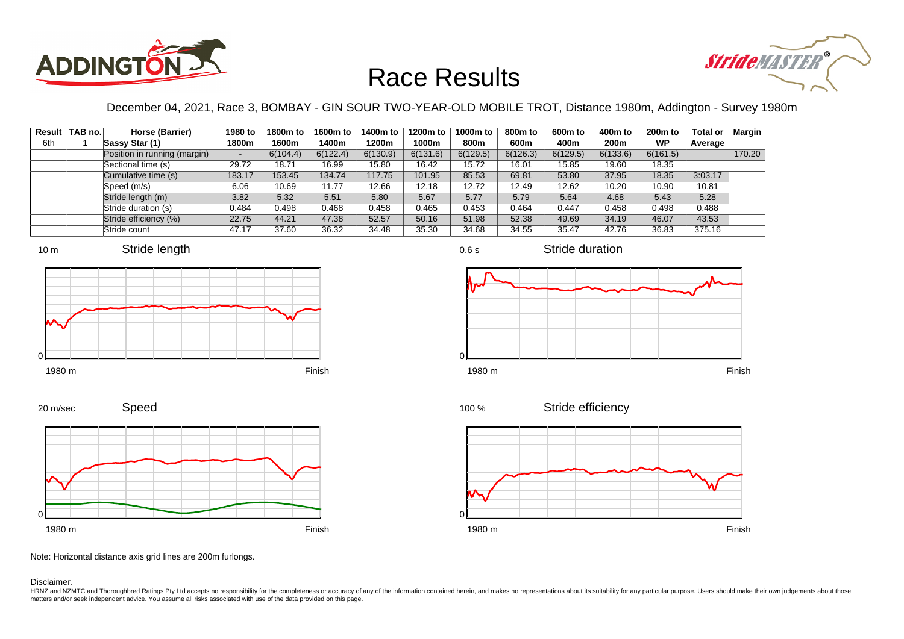# Race Results

December 04, 2021, Race 3, BOMBAY - GIN SOUR TWO-YEAR-OLD MOBILE TROT, Distance 1980m, Addington - Survey 1980m

| Result | TAB no. | Horse (Barrier) | 1980 to 1800m | 1800m to 1600m | 1600m to 1400m | 1400m to 1200m | 1200m to 1000m | 1000m to 800m | 800m to 600m | 600m to 400m | 400m to 200m | 200m to WP | Total or Average | Margin |
|---|---|---|---|---|---|---|---|---|---|---|---|---|---|---|
| 6th | 1 | Sassy Star (1) | | | | | | | | | | | | |
| | | Position in running (margin) | - | 6(104.4) | 6(122.4) | 6(130.9) | 6(131.6) | 6(129.5) | 6(126.3) | 6(129.5) | 6(133.6) | 6(161.5) | | 170.20 |
| | | Sectional time (s) | 29.72 | 18.71 | 16.99 | 15.80 | 16.42 | 15.72 | 16.01 | 15.85 | 19.60 | 18.35 | | |
| | | Cumulative time (s) | 183.17 | 153.45 | 134.74 | 117.75 | 101.95 | 85.53 | 69.81 | 53.80 | 37.95 | 18.35 | 3:03.17 | |
| | | Speed (m/s) | 6.06 | 10.69 | 11.77 | 12.66 | 12.18 | 12.72 | 12.49 | 12.62 | 10.20 | 10.90 | 10.81 | |
| | | Stride length (m) | 3.82 | 5.32 | 5.51 | 5.80 | 5.67 | 5.77 | 5.79 | 5.64 | 4.68 | 5.43 | 5.28 | |
| | | Stride duration (s) | 0.484 | 0.498 | 0.468 | 0.458 | 0.465 | 0.453 | 0.464 | 0.447 | 0.458 | 0.498 | 0.488 | |
| | | Stride efficiency (%) | 22.75 | 44.21 | 47.38 | 52.57 | 50.16 | 51.98 | 52.38 | 49.69 | 34.19 | 46.07 | 43.53 | |
| | | Stride count | 47.17 | 37.60 | 36.32 | 34.48 | 35.30 | 34.68 | 34.55 | 35.47 | 42.76 | 36.83 | 375.16 | |

10 m
Stride length
0
1980 m
Finish

0.6 s
Stride duration
0
1980 m
Finish

20 m/sec
Speed
0
1980 m
Finish

100 %
Stride efficiency
0
1980 m
Finish

Note: Horizontal distance axis grid lines are 200m furlongs.

Disclaimer.

HRNZ and NZMTC and Thoroughbred Ratings Pty Ltd accepts no responsibility for the completeness or accuracy of any of the information contained herein, and makes no representations about its suitability for any particular purpose. Users should make their own judgements about those matters and/or seek independent advice. You assume all risks associated with use of the data provided on this page.